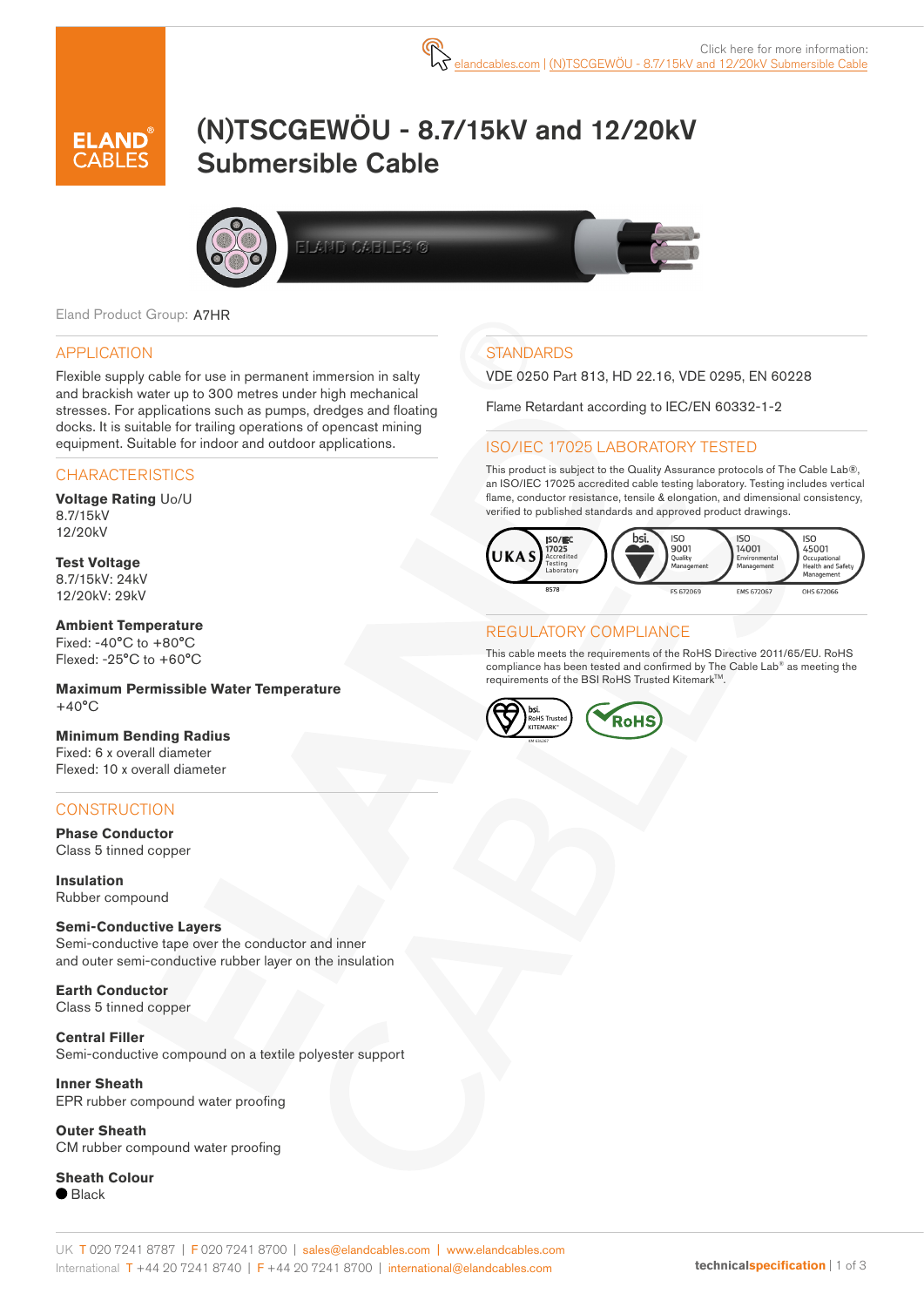Click here for more information: elandcables.com | (N)TSCGEWÖU - 8.7/15kV and 12/20kV Submersible Cable

# (N)TSCGEWÖU - 8.7/15kV and 12/20kV Submersible Cable

Eland Product Group: A7HR

## APPLICATION

Flexible supply cable for use in permanent immersion in salty and brackish water up to 300 metres under high mechanical stresses. For applications such as pumps, dredges and floating docks. It is suitable for trailing operations of opencast mining equipment. Suitable for indoor and outdoor applications.

## CHARACTERISTICS

**Voltage Rating** Uo/U
8.7/15kV
12/20kV

**Test Voltage**
8.7/15kV: 24kV
12/20kV: 29kV

**Ambient Temperature**
Fixed: -40°C to +80°C
Flexed: -25°C to +60°C

**Maximum Permissible Water Temperature**
+40°C

**Minimum Bending Radius**
Fixed: 6 x overall diameter
Flexed: 10 x overall diameter

## CONSTRUCTION

**Phase Conductor**
Class 5 tinned copper

**Insulation**
Rubber compound

**Semi-Conductive Layers**
Semi-conductive tape over the conductor and inner and outer semi-conductive rubber layer on the insulation

**Earth Conductor**
Class 5 tinned copper

**Central Filler**
Semi-conductive compound on a textile polyester support

**Inner Sheath**
EPR rubber compound water proofing

**Outer Sheath**
CM rubber compound water proofing

**Sheath Colour**
● Black

## STANDARDS

VDE 0250 Part 813, HD 22.16, VDE 0295, EN 60228

Flame Retardant according to IEC/EN 60332-1-2

## ISO/IEC 17025 LABORATORY TESTED

This product is subject to the Quality Assurance protocols of The Cable Lab®, an ISO/IEC 17025 accredited cable testing laboratory. Testing includes vertical flame, conductor resistance, tensile & elongation, and dimensional consistency, verified to published standards and approved product drawings.

UKAS ISO/IEC 17025 Accredited Testing Laboratory 8578 | bsi. ISO 9001 Quality Management FS 672069 | ISO 14001 Environmental Management EMS 672067 | ISO 45001 Occupational Health and Safety Management OHS 672066

## REGULATORY COMPLIANCE

This cable meets the requirements of the RoHS Directive 2011/65/EU. RoHS compliance has been tested and confirmed by The Cable Lab® as meeting the requirements of the BSI RoHS Trusted Kitemark™.

bsi. RoHS Trusted KITEMARK™ | RoHS

UK T 020 7241 8787 | F 020 7241 8700 | sales@elandcables.com | www.elandcables.com
International T +44 20 7241 8740 | F +44 20 7241 8700 | international@elandcables.com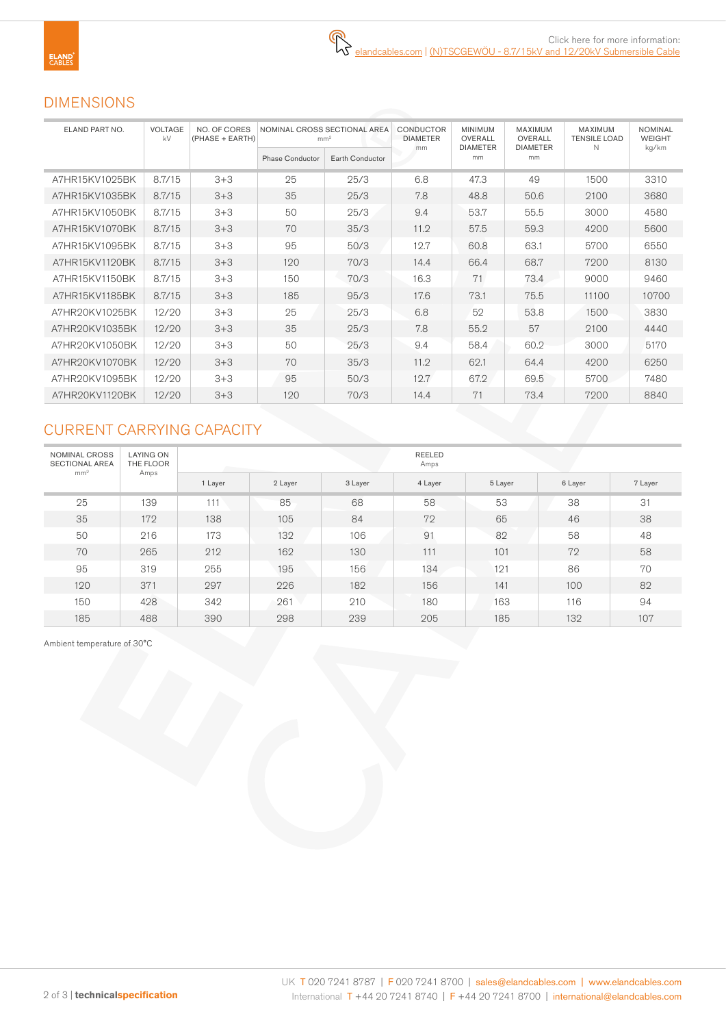Click here for more information:
elandcables.com | (N)TSCGEWÖU - 8.7/15kV and 12/20kV Submersible Cable

## DIMENSIONS

| ELAND PART NO. | VOLTAGE kV | NO. OF CORES (PHASE + EARTH) | NOMINAL CROSS SECTIONAL AREA mm² | | CONDUCTOR DIAMETER mm | MINIMUM OVERALL DIAMETER mm | MAXIMUM OVERALL DIAMETER mm | MAXIMUM TENSILE LOAD N | NOMINAL WEIGHT kg/km |
|---|---|---|---|---|---|---|---|---|---|
| | | | Phase Conductor | Earth Conductor | | | | | |
| A7HR15KV1025BK | 8.7/15 | 3+3 | 25 | 25/3 | 6.8 | 47.3 | 49 | 1500 | 3310 |
| A7HR15KV1035BK | 8.7/15 | 3+3 | 35 | 25/3 | 7.8 | 48.8 | 50.6 | 2100 | 3680 |
| A7HR15KV1050BK | 8.7/15 | 3+3 | 50 | 25/3 | 9.4 | 53.7 | 55.5 | 3000 | 4580 |
| A7HR15KV1070BK | 8.7/15 | 3+3 | 70 | 35/3 | 11.2 | 57.5 | 59.3 | 4200 | 5600 |
| A7HR15KV1095BK | 8.7/15 | 3+3 | 95 | 50/3 | 12.7 | 60.8 | 63.1 | 5700 | 6550 |
| A7HR15KV1120BK | 8.7/15 | 3+3 | 120 | 70/3 | 14.4 | 66.4 | 68.7 | 7200 | 8130 |
| A7HR15KV1150BK | 8.7/15 | 3+3 | 150 | 70/3 | 16.3 | 71 | 73.4 | 9000 | 9460 |
| A7HR15KV1185BK | 8.7/15 | 3+3 | 185 | 95/3 | 17.6 | 73.1 | 75.5 | 11100 | 10700 |
| A7HR20KV1025BK | 12/20 | 3+3 | 25 | 25/3 | 6.8 | 52 | 53.8 | 1500 | 3830 |
| A7HR20KV1035BK | 12/20 | 3+3 | 35 | 25/3 | 7.8 | 55.2 | 57 | 2100 | 4440 |
| A7HR20KV1050BK | 12/20 | 3+3 | 50 | 25/3 | 9.4 | 58.4 | 60.2 | 3000 | 5170 |
| A7HR20KV1070BK | 12/20 | 3+3 | 70 | 35/3 | 11.2 | 62.1 | 64.4 | 4200 | 6250 |
| A7HR20KV1095BK | 12/20 | 3+3 | 95 | 50/3 | 12.7 | 67.2 | 69.5 | 5700 | 7480 |
| A7HR20KV1120BK | 12/20 | 3+3 | 120 | 70/3 | 14.4 | 71 | 73.4 | 7200 | 8840 |

## CURRENT CARRYING CAPACITY

| NOMINAL CROSS SECTIONAL AREA mm² | LAYING ON THE FLOOR Amps | REELED Amps | | | | | | |
|---|---|---|---|---|---|---|---|---|
| | | 1 Layer | 2 Layer | 3 Layer | 4 Layer | 5 Layer | 6 Layer | 7 Layer |
| 25 | 139 | 111 | 85 | 68 | 58 | 53 | 38 | 31 |
| 35 | 172 | 138 | 105 | 84 | 72 | 65 | 46 | 38 |
| 50 | 216 | 173 | 132 | 106 | 91 | 82 | 58 | 48 |
| 70 | 265 | 212 | 162 | 130 | 111 | 101 | 72 | 58 |
| 95 | 319 | 255 | 195 | 156 | 134 | 121 | 86 | 70 |
| 120 | 371 | 297 | 226 | 182 | 156 | 141 | 100 | 82 |
| 150 | 428 | 342 | 261 | 210 | 180 | 163 | 116 | 94 |
| 185 | 488 | 390 | 298 | 239 | 205 | 185 | 132 | 107 |

Ambient temperature of 30°C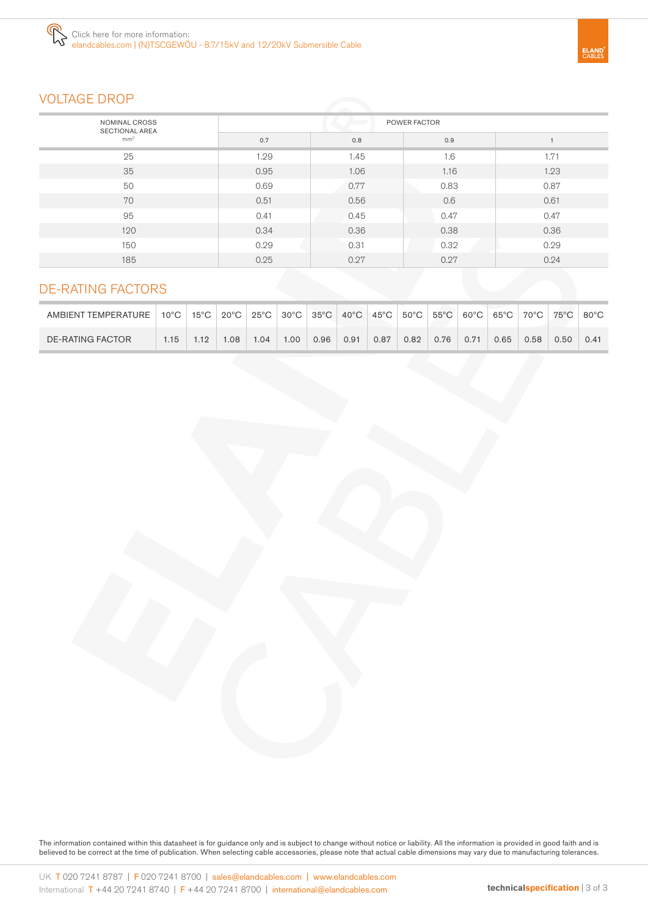Click here for more information:
elandcables.com | (N)TSCGEWÖU - 8.7/15kV and 12/20kV Submersible Cable

## VOLTAGE DROP

| NOMINAL CROSS SECTIONAL AREA mm² | POWER FACTOR | | | |
|---|---|---|---|---|
| | 0.7 | 0.8 | 0.9 | 1 |
| 25 | 1.29 | 1.45 | 1.6 | 1.71 |
| 35 | 0.95 | 1.06 | 1.16 | 1.23 |
| 50 | 0.69 | 0.77 | 0.83 | 0.87 |
| 70 | 0.51 | 0.56 | 0.6 | 0.61 |
| 95 | 0.41 | 0.45 | 0.47 | 0.47 |
| 120 | 0.34 | 0.36 | 0.38 | 0.36 |
| 150 | 0.29 | 0.31 | 0.32 | 0.29 |
| 185 | 0.25 | 0.27 | 0.27 | 0.24 |

## DE-RATING FACTORS

| AMBIENT TEMPERATURE | 10°C | 15°C | 20°C | 25°C | 30°C | 35°C | 40°C | 45°C | 50°C | 55°C | 60°C | 65°C | 70°C | 75°C | 80°C |
|---|---|---|---|---|---|---|---|---|---|---|---|---|---|---|---|
| DE-RATING FACTOR | 1.15 | 1.12 | 1.08 | 1.04 | 1.00 | 0.96 | 0.91 | 0.87 | 0.82 | 0.76 | 0.71 | 0.65 | 0.58 | 0.50 | 0.41 |

The information contained within this datasheet is for guidance only and is subject to change without notice or liability. All the information is provided in good faith and is believed to be correct at the time of publication. When selecting cable accessories, please note that actual cable dimensions may vary due to manufacturing tolerances.

UK T 020 7241 8787 | F 020 7241 8700 | sales@elandcables.com | www.elandcables.com
International T +44 20 7241 8740 | F +44 20 7241 8700 | international@elandcables.com